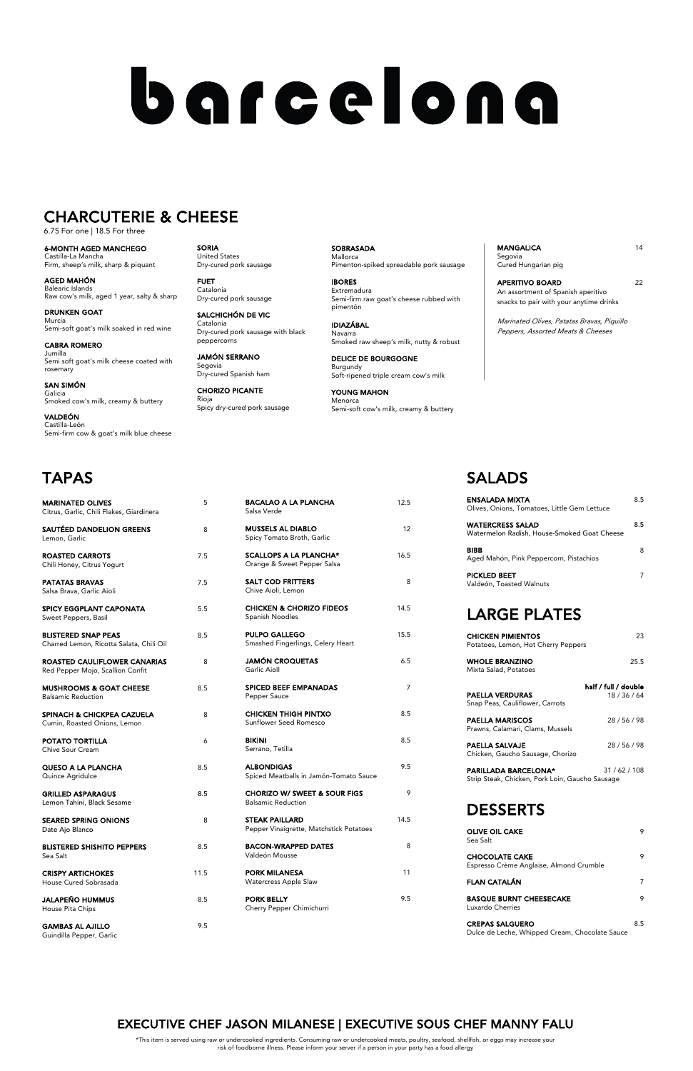// barcelona

# barcelona

## CHARCUTERIE & CHEESE

6.75 For one | 18.5 For three

**6-MONTH AGED MANCHEGO**
Castilla-La Mancha
Firm, sheep's milk, sharp & piquant

**AGED MAHÓN**
Balearic Islands
Raw cow's milk, aged 1 year, salty & sharp

**DRUNKEN GOAT**
Murcia
Semi-soft goat's milk soaked in red wine

**CABRA ROMERO**
Jumilla
Semi soft goat's milk cheese coated with rosemary

**SAN SIMÓN**
Galicia
Smoked cow's milk, creamy & buttery

**VALDEÓN**
Castilla-León
Semi-firm cow & goat's milk blue cheese

**SORIA**
United States
Dry-cured pork sausage

**FUET**
Catalonia
Dry-cured pork sausage

**SALCHICHÓN DE VIC**
Catalonia
Dry-cured pork sausage with black peppercorns

**JAMÓN SERRANO**
Segovia
Dry-cured Spanish ham

**CHORIZO PICANTE**
Rioja
Spicy dry-cured pork sausage

**SOBRASADA**
Mallorca
Pimenton-spiked spreadable pork sausage

**IBORES**
Extremadura
Semi-firm raw goat's cheese rubbed with pimentón

**IDIAZÁBAL**
Navarra
Smoked raw sheep's milk, nutty & robust

**DELICE DE BOURGOGNE**
Burgundy
Soft-ripened triple cream cow's milk

**YOUNG MAHON**
Menorca
Semi-soft cow's milk, creamy & buttery

**MANGALICA** 14
Segovia
Cured Hungarian pig

**APERITIVO BOARD** 22
An assortment of Spanish aperitivo snacks to pair with your anytime drinks

*Marinated Olives, Patatas Bravas, Piquillo Peppers, Assorted Meats & Cheeses*

## TAPAS

| Item | Price |
|---|---|
| **MARINATED OLIVES**<br>Citrus, Garlic, Chili Flakes, Giardinera | 5 |
| **SAUTÉED DANDELION GREENS**<br>Lemon, Garlic | 8 |
| **ROASTED CARROTS**<br>Chili Honey, Citrus Yogurt | 7.5 |
| **PATATAS BRAVAS**<br>Salsa Brava, Garlic Aioli | 7.5 |
| **SPICY EGGPLANT CAPONATA**<br>Sweet Peppers, Basil | 5.5 |
| **BLISTERED SNAP PEAS**<br>Charred Lemon, Ricotta Salata, Chili Oil | 8.5 |
| **ROASTED CAULIFLOWER CANARIAS**<br>Red Pepper Mojo, Scallion Confit | 8 |
| **MUSHROOMS & GOAT CHEESE**<br>Balsamic Reduction | 8.5 |
| **SPINACH & CHICKPEA CAZUELA**<br>Cumin, Roasted Onions, Lemon | 8 |
| **POTATO TORTILLA**<br>Chive Sour Cream | 6 |
| **QUESO A LA PLANCHA**<br>Quince Agridulce | 8.5 |
| **GRILLED ASPARAGUS**<br>Lemon Tahini, Black Sesame | 8.5 |
| **SEARED SPRING ONIONS**<br>Date Ajo Blanco | 8 |
| **BLISTERED SHISHITO PEPPERS**<br>Sea Salt | 8.5 |
| **CRISPY ARTICHOKES**<br>House Cured Sobrasada | 11.5 |
| **JALAPEÑO HUMMUS**<br>House Pita Chips | 8.5 |
| **GAMBAS AL AJILLO**<br>Guindilla Pepper, Garlic | 9.5 |
| **BACALAO A LA PLANCHA**<br>Salsa Verde | 12.5 |
| **MUSSELS AL DIABLO**<br>Spicy Tomato Broth, Garlic | 12 |
| **SCALLOPS A LA PLANCHA***<br>Orange & Sweet Pepper Salsa | 16.5 |
| **SALT COD FRITTERS**<br>Chive Aioli, Lemon | 8 |
| **CHICKEN & CHORIZO FIDEOS**<br>Spanish Noodles | 14.5 |
| **PULPO GALLEGO**<br>Smashed Fingerlings, Celery Heart | 15.5 |
| **JAMÓN CROQUETAS**<br>Garlic Aioli | 6.5 |
| **SPICED BEEF EMPANADAS**<br>Pepper Sauce | 7 |
| **CHICKEN THIGH PINTXO**<br>Sunflower Seed Romesco | 8.5 |
| **BIKINI**<br>Serrano, Tetilla | 8.5 |
| **ALBONDIGAS**<br>Spiced Meatballs in Jamón-Tomato Sauce | 9.5 |
| **CHORIZO W/ SWEET & SOUR FIGS**<br>Balsamic Reduction | 9 |
| **STEAK PAILLARD**<br>Pepper Vinaigrette, Matchstick Potatoes | 14.5 |
| **BACON-WRAPPED DATES**<br>Valdeón Mousse | 8 |
| **PORK MILANESA**<br>Watercress Apple Slaw | 11 |
| **PORK BELLY**<br>Cherry Pepper Chimichurri | 9.5 |

## SALADS

| Item | Price |
|---|---|
| **ENSALADA MIXTA**<br>Olives, Onions, Tomatoes, Little Gem Lettuce | 8.5 |
| **WATERCRESS SALAD**<br>Watermelon Radish, House-Smoked Goat Cheese | 8.5 |
| **BIBB**<br>Aged Mahón, Pink Peppercorn, Pistachios | 8 |
| **PICKLED BEET**<br>Valdeón, Toasted Walnuts | 7 |

## LARGE PLATES

| Item | Price |
|---|---|
| **CHICKEN PIMIENTOS**<br>Potatoes, Lemon, Hot Cherry Peppers | 23 |
| **WHOLE BRANZINO**<br>Mixta Salad, Potatoes | 25.5 |

| Item | half / full / double |
|---|---|
| **PAELLA VERDURAS**<br>Snap Peas, Cauliflower, Carrots | 18 / 36 / 64 |
| **PAELLA MARISCOS**<br>Prawns, Calamari, Clams, Mussels | 28 / 56 / 98 |
| **PAELLA SALVAJE**<br>Chicken, Gaucho Sausage, Chorizo | 28 / 56 / 98 |
| **PARILLADA BARCELONA***<br>Strip Steak, Chicken, Pork Loin, Gaucho Sausage | 31 / 62 / 108 |

## DESSERTS

| Item | Price |
|---|---|
| **OLIVE OIL CAKE**<br>Sea Salt | 9 |
| **CHOCOLATE CAKE**<br>Espresso Crème Anglaise, Almond Crumble | 9 |
| **FLAN CATALÁN** | 7 |
| **BASQUE BURNT CHEESECAKE**<br>Luxardo Cherries | 9 |
| **CREPAS SALGUERO**<br>Dulce de Leche, Whipped Cream, Chocolate Sauce | 8.5 |

## EXECUTIVE CHEF JASON MILANESE | EXECUTIVE SOUS CHEF MANNY FALU

*This item is served using raw or undercooked ingredients. Consuming raw or undercooked meats, poultry, seafood, shellfish, or eggs may increase your risk of foodborne illness. Please inform your server if a person in your party has a food allergy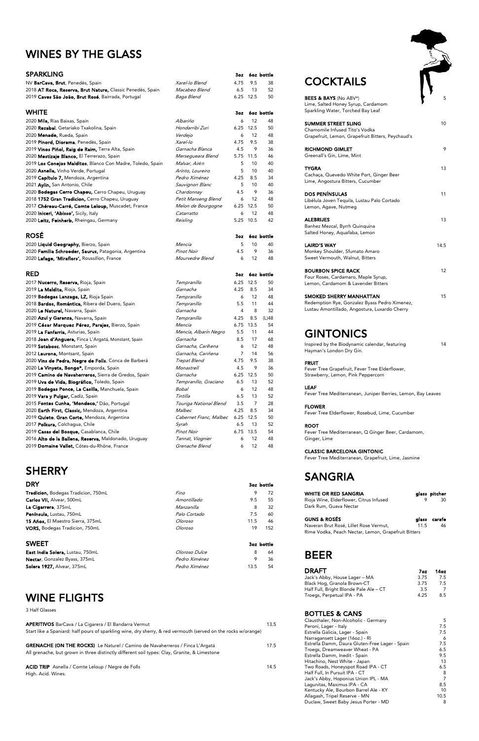# WINES BY THE GLASS

## SPARKLING

| | | 3oz | 6oz | bottle |
|---|---|---|---|---|
| NV **BarCava, Brut**, Penedès, Spain | *Xarel-lo Blend* | 4.75 | 9.5 | 38 |
| 2018 **AT Roca, Reserva, Brut Nature,** Classic Penedès, Spain | *Macabeo Blend* | 6.5 | 13 | 52 |
| 2019 **Caves São João, Brut Rosé**, Bairrada, Portugal | *Baga Blend* | 6.25 | 12.5 | 50 |

## WHITE

| | | 3oz | 6oz | bottle |
|---|---|---|---|---|
| 2020 **Mila,** Rías Baixas, Spain | *Albariño* | 6 | 12 | 48 |
| 2020 **Rezabal**, Getariako Txakolina, Spain | *Hondarribi Zuri* | 6.25 | 12.5 | 50 |
| 2020 **Menade,** Rueda, Spain | *Verdejo* | 6 | 12 | 48 |
| 2019 **Pinord, Diorama**, Penedès, Spain | *Xarel-lo* | 4.75 | 9.5 | 38 |
| 2019 **Vinos Piñol, Raig de Raim,** Terra Alta, Spain | *Garnacha Blanca* | 4.5 | 9 | 36 |
| 2020 **Mestizaje Blanco,** El Terrerazo, Spain | *Mersegueara Blend* | 5.75 | 11.5 | 46 |
| 2019 **Los Conejos Malditos**, Blanco Con Madre, Toledo, Spain | *Malvar, Airén* | 5 | 10 | 40 |
| 2020 **Asnella,** Vinho Verde, Portugal | *Arinto, Loureiro* | 5 | 10 | 40 |
| 2019 **Capítulo 7,** Mendoza, Argentina | *Pedro Ximénez* | 4.25 | 8.5 | 34 |
| 2021 **Aylin,** San Antonio, Chile | *Sauvignon Blanc* | 5 | 10 | 40 |
| 2020 **Bodegas Cerro Chapeu,** Cerro Chapeu, Uruguay | *Chardonnay* | 4.5 | 9 | 36 |
| 2018 **1752 Gran Tradicion,** Cerro Chapeu, Uruguay | *Petit Manseng Blend* | 6 | 12 | 48 |
| 2017 **Chéreau-Carré, Comte Leloup,** Muscadet, France | *Melon de Bourgogne* | 6.25 | 12.5 | 50 |
| 2020 **Inicerì, 'Abisso',** Sicily, Italy | *Catarratto* | 6 | 12 | 48 |
| 2020 **Leitz, Feinherb,** Rheingau, Germany | *Reisling* | 5.25 | 10.5 | 42 |

## ROSÉ

| | | 3oz | 6oz | bottle |
|---|---|---|---|---|
| 2020 **Liquid Geography,** Bierzo, Spain | *Mencía* | 5 | 10 | 40 |
| 2020 **Familia Schroeder, Saurus,** Patagonia, Argentina | *Pinot Noir* | 4.5 | 9 | 36 |
| 2020 **Lafage, 'Miraflors',** Roussillon, France | *Mourvedre Blend* | 6 | 12 | 48 |

## RED

| | | 3oz | 6oz | bottle |
|---|---|---|---|---|
| 2017 **Nucerro, Reserva,** Rioja, Spain | *Tempranillo* | 6.25 | 12.5 | 50 |
| 2019 **La Maldita,** Rioja, Spain | *Garnacha* | 4.25 | 8.5 | 34 |
| 2019 **Bodegas Lanzaga, LZ,** Rioja Spain | *Tempranillo* | 6 | 12 | 48 |
| 2018 **Bardos, Romántica,** Ribera del Duero, Spain | *Tempranillo* | 5.5 | 11 | 44 |
| 2020 **Le Naturel,** Navarra, Spain | *Garnacha* | 4 | 8 | 32 |
| 2020 **Azul y Garanza,** Navarra**,** Spain | *Tempranillo* | 4.25 | 8.5 | (L)48 |
| 2019 **César Marquez Pérez, Parajes,** Bierzo, Spain | *Mencía* | 6.75 | 13.5 | 54 |
| 2019 **La Fanfarria,** Asturias, Spain | *Mencía, Albarín Negro* | 5.5 | 11 | 44 |
| 2018 **Joan d'Anguera,** Finca L'Argatá, Monstant, Spain | *Garnacha* | 8.5 | 17 | 68 |
| 2019 **Sotabosc**, Monstant, Spain | *Garnacha, Cariñena* | 6 | 12 | 48 |
| 2012 **Laurona,** Montsant, Spain | *Garnacha, Cariñena* | 7 | 14 | 56 |
| 2020 **Vins de Pedra, Negre de Folls**, Conca de Barberá | *Trepat Blend* | 4.75 | 9.5 | 38 |
| 2020 **La Vinyeta, Bongo\*,** Emporda, Spain | *Monastrell* | 4.5 | 9 | 36 |
| 2019 **Camino de Navaherreros,** Sierra de Gredos, Spain | *Garnacha* | 6.25 | 12.5 | 50 |
| 2019 **Uva de Vida, Biográfico,** Toledo, Spain | *Tempranillo, Graciano* | 6.5 | 13 | 52 |
| 2019 **Bodegas Ponce, La Casilla,** Manchuela, Spain | *Bobal* | 6 | 12 | 48 |
| 2019 **Vara y Pulgar,** Cadíz, Spain | *Tintilla* | 6.5 | 13 | 52 |
| 2015 **Fontes Cunha, 'Mondeco,'** Dão, Portugal | *Touriga National Blend* | 3.5 | 7 | 28 |
| 2020 **Earth First, Classic,** Mendoza, Argentina | *Malbec* | 4.25 | 8.5 | 34 |
| 2019 **Quieto, Gran Corte,** Mendoza, Argentina | *Cabernet Franc, Malbec* | 6.25 | 12.5 | 50 |
| 2017 **Polkura,** Colchagua, Chile | *Syrah* | 6.5 | 13 | 52 |
| 2019 **Casas del Bosque,** Casablanca, Chile | *Pinot Noir* | 6.75 | 13.5 | 54 |
| 2016 **Alto de la Ballena, Reserva,** Maldonado, Uruguay | *Tannat, Viognier* | 6 | 12 | 48 |
| 2019 **Domaine Vallot,** Côtes-du-Rhône, France | *Grenache Blend* | 6 | 12 | 48 |

# SHERRY

## DRY

| | | 3oz | bottle |
|---|---|---|---|
| **Tradicion,** Bodegas Tradicion, 750mL | *Fino* | 9 | 72 |
| **Carlos VII,** Alvear, 500mL | *Amontillado* | 9.5 | 55 |
| **La Cigarrera**, 375mL | *Manzanilla* | 8 | 32 |
| **Península,** Lustau, 750mL | *Palo Cortado* | 7.5 | 60 |
| **15 Años,** El Maestro Sierra, 375mL | *Oloroso* | 11.5 | 46 |
| **VORS,** Bodegas Tradicion, 750mL | *Oloroso* | 19 | 152 |

## SWEET

| | | 3oz | bottle |
|---|---|---|---|
| **East India Solera,** Lustau, 750mL | *Oloroso Dulce* | 8 | 64 |
| **Nectar**, Gonzalez Byass, 375mL | *Pedro Ximénez* | 9 | 36 |
| **Solera 1927,** Alvear, 375mL | *Pedro Ximénez* | 13.5 | 54 |

# WINE FLIGHTS

3 Half Glasses

**APERITIVOS** BarCava / La Cigarera / El Bandarra Vermut — 13.5
Start like a Spaniard: half pours of sparkling wine, dry sherry, & red vermouth (served on the rocks w/orange)

**GRENACHE (ON THE ROCKS)** Le Naturel / Camino de Navaherreros / Finca L'Argatá — 17.5
All grenache, but grown in three distinctly different soil types: Clay, Granite, & Limestone

**ACID TRIP** Asnella / Comte Leloup / Negre de Folls — 14.5
High. Acid. Wines.

# COCKTAILS

**BEES & BAYS** (No ABV\*) — 5
Lime, Salted Honey Syrup, Cardamom
Sparkling Water, Torched Bay Leaf

**SUMMER STREET SLING** — 10
Chamomile Infused Tito's Vodka
Grapefruit, Lemon, Grapefruit Bitters, Peychaud's

**RICHMOND GIMLET** — 9
Greenall's Gin, Lime, Mint

**TYGRA** — 13
Cachaça, Quevedo White Port, Ginger Beer
Lime, Angostura Bitters, Cucumber

**DOS PENÍNSULAS** — 11
Libélula Joven Tequila, Lustau Palo Cortado
Lemon, Agave, Nutmeg

**ALEBRIJES** — 13
Banhez Mezcal, Byrrh Quinquina
Salted Honey, Aquafaba, Lemon

**LAIRD'S WAY** — 14.5
Monkey Shoulder, Sfumato Amaro
Sweet Vermouth, Walnut, Bitters

**BOURBON SPICE RACK** — 12
Four Roses, Cardamaro, Maple Syrup,
Lemon, Cardamom & Lavender Bitters

**SMOKED SHERRY MANHATTAN** — 15
Redemption Rye, Gonzalez Byass Pedro Ximenez,
Lustau Amontillado, Angostura, Luxardo Cherry

# GINTONICS

Inspired by the Biodynamic calendar, featuring Hayman's London Dry Gin. — 14

**FRUIT**
Fever Tree Grapefruit, Fever Tree Elderflower,
Strawberry, Lemon, Pink Peppercorn

**LEAF**
Fever Tree Mediterranean, Juniper Berries, Lemon, Bay Leaves

**FLOWER**
Fever Tree Elderflower, Rosebud, Lime, Cucumber

**ROOT**
Fever Tree Mediterranean, Q Ginger Beer, Cardamom,
Ginger, Lime

**CLASSIC BARCELONA GINTONIC**
Fever Tree Mediterranean, Grapefruit, Lime, Jasmine

# SANGRIA

| | glass | pitcher |
|---|---|---|
| **WHITE OR RED SANGRIA**<br>Rioja Wine, Elderflower, Citrus Infused<br>Dark Rum, Guava Nectar | 9 | 30 |

| | glass | carafe |
|---|---|---|
| **GUNS & ROSÉS**<br>Naveran Brut Rosé, Lillet Rose Vermut,<br>Rime Vodka, Peach Nectar, Lemon, Grapefruit Bitters | 11.5 | 46 |

# BEER

## DRAFT

| | 7oz | 14oz |
|---|---|---|
| Jack's Abby, House Lager – MA | 3.75 | 7.5 |
| Black Hog, Granola Brown-CT | 3.75 | 7.5 |
| Half Full, Bright Blonde Pale Ale – CT | 3.5 | 7 |
| Troegs, Perpetual IPA - PA | 4.25 | 8.5 |

## BOTTLES & CANS

| | |
|---|---|
| Clausthaler, Non-Alcoholic - Germany | 5 |
| Peroni, Lager - Italy | 7.5 |
| Estrella Galicia, Lager - Spain | 7.5 |
| Narragansett Lager (16oz.) - RI | 6 |
| Estrella Damm, Daura Gluten-Free Lager - Spain | 7.5 |
| Troegs, Dreamweaver Wheat - PA | 6.5 |
| Estrella Damm, Inedit - Spain | 9.5 |
| Hitachino, Nest White - Japan | 13 |
| Two Roads, Honeyspot Road IPA - CT | 6.5 |
| Half Full, In Pursuit IPA - CT | 8 |
| Jack's Abby, Hoponius Union IPL - MA | 7 |
| Lagunitas, Maximus IPA - CA | 8.5 |
| Kentucky Ale, Bourbon Barrel Ale - KY | 10 |
| Allagash, Tripel Reserve - MN | 10.5 |
| Duclaw, Sweet Baby Jesus Porter - MD | 8 |